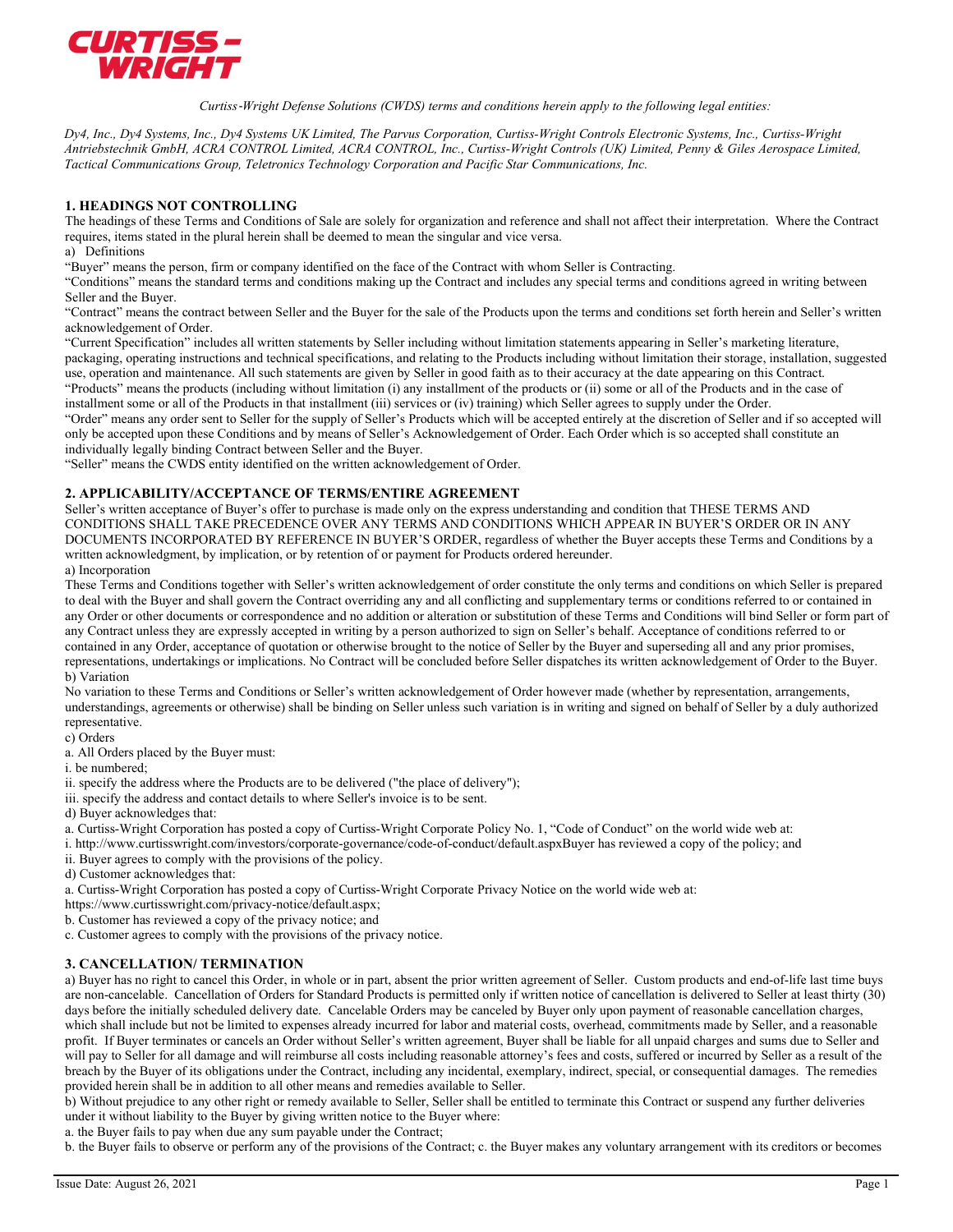CURTISS – WRIGHT

*Curtiss-Wright Defense Solutions (CWDS) terms and conditions herein apply to the following legal entities:*

*Dy4, Inc., Dy4 Systems, Inc., Dy4 Systems UK Limited, The Parvus Corporation, Curtiss-Wright Controls Electronic Systems, Inc., Curtiss-Wright Antriebstechnik GmbH, ACRA CONTROL Limited, ACRA CONTROL, Inc., Curtiss-Wright Controls (UK) Limited, Penny & Giles Aerospace Limited, Tactical Communications Group, Teletronics Technology Corporation and Pacific Star Communications, Inc.*

## 1. HEADINGS NOT CONTROLLING

The headings of these Terms and Conditions of Sale are solely for organization and reference and shall not affect their interpretation. Where the Contract requires, items stated in the plural herein shall be deemed to mean the singular and vice versa.

a) Definitions

"Buyer" means the person, firm or company identified on the face of the Contract with whom Seller is Contracting.

"Conditions" means the standard terms and conditions making up the Contract and includes any special terms and conditions agreed in writing between Seller and the Buyer.

"Contract" means the contract between Seller and the Buyer for the sale of the Products upon the terms and conditions set forth herein and Seller's written acknowledgement of Order.

"Current Specification" includes all written statements by Seller including without limitation statements appearing in Seller's marketing literature, packaging, operating instructions and technical specifications, and relating to the Products including without limitation their storage, installation, suggested use, operation and maintenance. All such statements are given by Seller in good faith as to their accuracy at the date appearing on this Contract.

"Products" means the products (including without limitation (i) any installment of the products or (ii) some or all of the Products and in the case of installment some or all of the Products in that installment (iii) services or (iv) training) which Seller agrees to supply under the Order.

"Order" means any order sent to Seller for the supply of Seller's Products which will be accepted entirely at the discretion of Seller and if so accepted will only be accepted upon these Conditions and by means of Seller's Acknowledgement of Order. Each Order which is so accepted shall constitute an individually legally binding Contract between Seller and the Buyer.

"Seller" means the CWDS entity identified on the written acknowledgement of Order.

## 2. APPLICABILITY/ACCEPTANCE OF TERMS/ENTIRE AGREEMENT

Seller's written acceptance of Buyer's offer to purchase is made only on the express understanding and condition that THESE TERMS AND CONDITIONS SHALL TAKE PRECEDENCE OVER ANY TERMS AND CONDITIONS WHICH APPEAR IN BUYER'S ORDER OR IN ANY DOCUMENTS INCORPORATED BY REFERENCE IN BUYER'S ORDER, regardless of whether the Buyer accepts these Terms and Conditions by a written acknowledgment, by implication, or by retention of or payment for Products ordered hereunder.

a) Incorporation

These Terms and Conditions together with Seller's written acknowledgement of order constitute the only terms and conditions on which Seller is prepared to deal with the Buyer and shall govern the Contract overriding any and all conflicting and supplementary terms or conditions referred to or contained in any Order or other documents or correspondence and no addition or alteration or substitution of these Terms and Conditions will bind Seller or form part of any Contract unless they are expressly accepted in writing by a person authorized to sign on Seller's behalf. Acceptance of conditions referred to or contained in any Order, acceptance of quotation or otherwise brought to the notice of Seller by the Buyer and superseding all and any prior promises, representations, undertakings or implications. No Contract will be concluded before Seller dispatches its written acknowledgement of Order to the Buyer.

b) Variation

No variation to these Terms and Conditions or Seller's written acknowledgement of Order however made (whether by representation, arrangements, understandings, agreements or otherwise) shall be binding on Seller unless such variation is in writing and signed on behalf of Seller by a duly authorized representative.

c) Orders

a. All Orders placed by the Buyer must:

i. be numbered;

ii. specify the address where the Products are to be delivered ("the place of delivery");

iii. specify the address and contact details to where Seller's invoice is to be sent.

d) Buyer acknowledges that:

a. Curtiss-Wright Corporation has posted a copy of Curtiss-Wright Corporate Policy No. 1, "Code of Conduct" on the world wide web at:

i. http://www.curtisswright.com/investors/corporate-governance/code-of-conduct/default.aspxBuyer has reviewed a copy of the policy; and

ii. Buyer agrees to comply with the provisions of the policy.

d) Customer acknowledges that:

a. Curtiss-Wright Corporation has posted a copy of Curtiss-Wright Corporate Privacy Notice on the world wide web at:
https://www.curtisswright.com/privacy-notice/default.aspx;

b. Customer has reviewed a copy of the privacy notice; and

c. Customer agrees to comply with the provisions of the privacy notice.

## 3. CANCELLATION/ TERMINATION

a) Buyer has no right to cancel this Order, in whole or in part, absent the prior written agreement of Seller. Custom products and end-of-life last time buys are non-cancelable. Cancellation of Orders for Standard Products is permitted only if written notice of cancellation is delivered to Seller at least thirty (30) days before the initially scheduled delivery date. Cancelable Orders may be canceled by Buyer only upon payment of reasonable cancellation charges, which shall include but not be limited to expenses already incurred for labor and material costs, overhead, commitments made by Seller, and a reasonable profit. If Buyer terminates or cancels an Order without Seller's written agreement, Buyer shall be liable for all unpaid charges and sums due to Seller and will pay to Seller for all damage and will reimburse all costs including reasonable attorney's fees and costs, suffered or incurred by Seller as a result of the breach by the Buyer of its obligations under the Contract, including any incidental, exemplary, indirect, special, or consequential damages. The remedies provided herein shall be in addition to all other means and remedies available to Seller.

b) Without prejudice to any other right or remedy available to Seller, Seller shall be entitled to terminate this Contract or suspend any further deliveries under it without liability to the Buyer by giving written notice to the Buyer where:

a. the Buyer fails to pay when due any sum payable under the Contract;

b. the Buyer fails to observe or perform any of the provisions of the Contract; c. the Buyer makes any voluntary arrangement with its creditors or becomes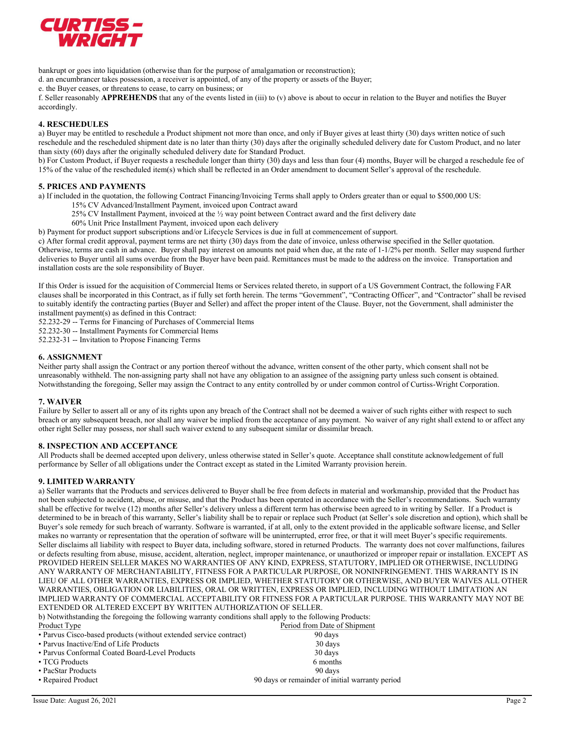bankrupt or goes into liquidation (otherwise than for the purpose of amalgamation or reconstruction);

d. an encumbrancer takes possession, a receiver is appointed, of any of the property or assets of the Buyer;

e. the Buyer ceases, or threatens to cease, to carry on business; or

f. Seller reasonably **APPREHENDS** that any of the events listed in (iii) to (v) above is about to occur in relation to the Buyer and notifies the Buyer accordingly.

### 4. RESCHEDULES

a) Buyer may be entitled to reschedule a Product shipment not more than once, and only if Buyer gives at least thirty (30) days written notice of such reschedule and the rescheduled shipment date is no later than thirty (30) days after the originally scheduled delivery date for Custom Product, and no later than sixty (60) days after the originally scheduled delivery date for Standard Product.

b) For Custom Product, if Buyer requests a reschedule longer than thirty (30) days and less than four (4) months, Buyer will be charged a reschedule fee of 15% of the value of the rescheduled item(s) which shall be reflected in an Order amendment to document Seller's approval of the reschedule.

### 5. PRICES AND PAYMENTS

a) If included in the quotation, the following Contract Financing/Invoicing Terms shall apply to Orders greater than or equal to $500,000 US:

- 15% CV Advanced/Installment Payment, invoiced upon Contract award
- 25% CV Installment Payment, invoiced at the ½ way point between Contract award and the first delivery date
- 60% Unit Price Installment Payment, invoiced upon each delivery

b) Payment for product support subscriptions and/or Lifecycle Services is due in full at commencement of support.

c) After formal credit approval, payment terms are net thirty (30) days from the date of invoice, unless otherwise specified in the Seller quotation. Otherwise, terms are cash in advance. Buyer shall pay interest on amounts not paid when due, at the rate of 1-1/2% per month. Seller may suspend further deliveries to Buyer until all sums overdue from the Buyer have been paid. Remittances must be made to the address on the invoice. Transportation and installation costs are the sole responsibility of Buyer.

If this Order is issued for the acquisition of Commercial Items or Services related thereto, in support of a US Government Contract, the following FAR clauses shall be incorporated in this Contract, as if fully set forth herein. The terms "Government", "Contracting Officer", and "Contractor" shall be revised to suitably identify the contracting parties (Buyer and Seller) and affect the proper intent of the Clause. Buyer, not the Government, shall administer the installment payment(s) as defined in this Contract:

52.232-29 -- Terms for Financing of Purchases of Commercial Items
52.232-30 -- Installment Payments for Commercial Items
52.232-31 -- Invitation to Propose Financing Terms

### 6. ASSIGNMENT

Neither party shall assign the Contract or any portion thereof without the advance, written consent of the other party, which consent shall not be unreasonably withheld. The non-assigning party shall not have any obligation to an assignee of the assigning party unless such consent is obtained. Notwithstanding the foregoing, Seller may assign the Contract to any entity controlled by or under common control of Curtiss-Wright Corporation.

### 7. WAIVER

Failure by Seller to assert all or any of its rights upon any breach of the Contract shall not be deemed a waiver of such rights either with respect to such breach or any subsequent breach, nor shall any waiver be implied from the acceptance of any payment. No waiver of any right shall extend to or affect any other right Seller may possess, nor shall such waiver extend to any subsequent similar or dissimilar breach.

### 8. INSPECTION AND ACCEPTANCE

All Products shall be deemed accepted upon delivery, unless otherwise stated in Seller's quote. Acceptance shall constitute acknowledgement of full performance by Seller of all obligations under the Contract except as stated in the Limited Warranty provision herein.

### 9. LIMITED WARRANTY

a) Seller warrants that the Products and services delivered to Buyer shall be free from defects in material and workmanship, provided that the Product has not been subjected to accident, abuse, or misuse, and that the Product has been operated in accordance with the Seller's recommendations. Such warranty shall be effective for twelve (12) months after Seller's delivery unless a different term has otherwise been agreed to in writing by Seller. If a Product is determined to be in breach of this warranty, Seller's liability shall be to repair or replace such Product (at Seller's sole discretion and option), which shall be Buyer's sole remedy for such breach of warranty. Software is warranted, if at all, only to the extent provided in the applicable software license, and Seller makes no warranty or representation that the operation of software will be uninterrupted, error free, or that it will meet Buyer's specific requirements. Seller disclaims all liability with respect to Buyer data, including software, stored in returned Products. The warranty does not cover malfunctions, failures or defects resulting from abuse, misuse, accident, alteration, neglect, improper maintenance, or unauthorized or improper repair or installation. EXCEPT AS PROVIDED HEREIN SELLER MAKES NO WARRANTIES OF ANY KIND, EXPRESS, STATUTORY, IMPLIED OR OTHERWISE, INCLUDING ANY WARRANTY OF MERCHANTABILITY, FITNESS FOR A PARTICULAR PURPOSE, OR NONINFRINGEMENT. THIS WARRANTY IS IN LIEU OF ALL OTHER WARRANTIES, EXPRESS OR IMPLIED, WHETHER STATUTORY OR OTHERWISE, AND BUYER WAIVES ALL OTHER WARRANTIES, OBLIGATION OR LIABILITIES, ORAL OR WRITTEN, EXPRESS OR IMPLIED, INCLUDING WITHOUT LIMITATION AN IMPLIED WARRANTY OF COMMERCIAL ACCEPTABILITY OR FITNESS FOR A PARTICULAR PURPOSE. THIS WARRANTY MAY NOT BE EXTENDED OR ALTERED EXCEPT BY WRITTEN AUTHORIZATION OF SELLER.

b) Notwithstanding the foregoing the following warranty conditions shall apply to the following Products:

| Product Type | Period from Date of Shipment |
|---|---|
| • Parvus Cisco-based products (without extended service contract) | 90 days |
| • Parvus Inactive/End of Life Products | 30 days |
| • Parvus Conformal Coated Board-Level Products | 30 days |
| • TCG Products | 6 months |
| • PacStar Products | 90 days |
| • Repaired Product | 90 days or remainder of initial warranty period |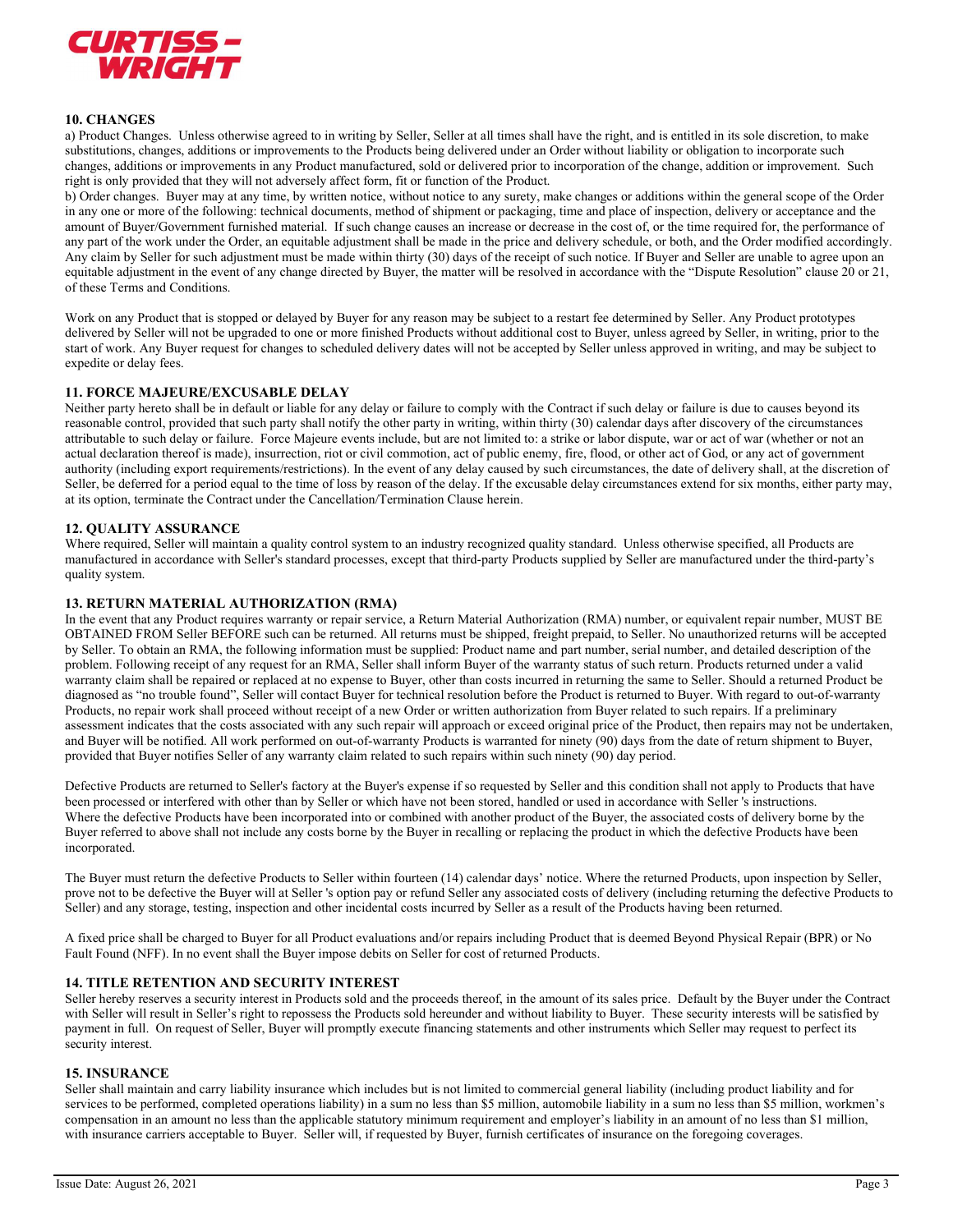## 10. CHANGES

a) Product Changes. Unless otherwise agreed to in writing by Seller, Seller at all times shall have the right, and is entitled in its sole discretion, to make substitutions, changes, additions or improvements to the Products being delivered under an Order without liability or obligation to incorporate such changes, additions or improvements in any Product manufactured, sold or delivered prior to incorporation of the change, addition or improvement. Such right is only provided that they will not adversely affect form, fit or function of the Product.

b) Order changes. Buyer may at any time, by written notice, without notice to any surety, make changes or additions within the general scope of the Order in any one or more of the following: technical documents, method of shipment or packaging, time and place of inspection, delivery or acceptance and the amount of Buyer/Government furnished material. If such change causes an increase or decrease in the cost of, or the time required for, the performance of any part of the work under the Order, an equitable adjustment shall be made in the price and delivery schedule, or both, and the Order modified accordingly. Any claim by Seller for such adjustment must be made within thirty (30) days of the receipt of such notice. If Buyer and Seller are unable to agree upon an equitable adjustment in the event of any change directed by Buyer, the matter will be resolved in accordance with the "Dispute Resolution" clause 20 or 21, of these Terms and Conditions.

Work on any Product that is stopped or delayed by Buyer for any reason may be subject to a restart fee determined by Seller. Any Product prototypes delivered by Seller will not be upgraded to one or more finished Products without additional cost to Buyer, unless agreed by Seller, in writing, prior to the start of work. Any Buyer request for changes to scheduled delivery dates will not be accepted by Seller unless approved in writing, and may be subject to expedite or delay fees.

## 11. FORCE MAJEURE/EXCUSABLE DELAY

Neither party hereto shall be in default or liable for any delay or failure to comply with the Contract if such delay or failure is due to causes beyond its reasonable control, provided that such party shall notify the other party in writing, within thirty (30) calendar days after discovery of the circumstances attributable to such delay or failure. Force Majeure events include, but are not limited to: a strike or labor dispute, war or act of war (whether or not an actual declaration thereof is made), insurrection, riot or civil commotion, act of public enemy, fire, flood, or other act of God, or any act of government authority (including export requirements/restrictions). In the event of any delay caused by such circumstances, the date of delivery shall, at the discretion of Seller, be deferred for a period equal to the time of loss by reason of the delay. If the excusable delay circumstances extend for six months, either party may, at its option, terminate the Contract under the Cancellation/Termination Clause herein.

## 12. QUALITY ASSURANCE

Where required, Seller will maintain a quality control system to an industry recognized quality standard. Unless otherwise specified, all Products are manufactured in accordance with Seller's standard processes, except that third-party Products supplied by Seller are manufactured under the third-party's quality system.

## 13. RETURN MATERIAL AUTHORIZATION (RMA)

In the event that any Product requires warranty or repair service, a Return Material Authorization (RMA) number, or equivalent repair number, MUST BE OBTAINED FROM Seller BEFORE such can be returned. All returns must be shipped, freight prepaid, to Seller. No unauthorized returns will be accepted by Seller. To obtain an RMA, the following information must be supplied: Product name and part number, serial number, and detailed description of the problem. Following receipt of any request for an RMA, Seller shall inform Buyer of the warranty status of such return. Products returned under a valid warranty claim shall be repaired or replaced at no expense to Buyer, other than costs incurred in returning the same to Seller. Should a returned Product be diagnosed as "no trouble found", Seller will contact Buyer for technical resolution before the Product is returned to Buyer. With regard to out-of-warranty Products, no repair work shall proceed without receipt of a new Order or written authorization from Buyer related to such repairs. If a preliminary assessment indicates that the costs associated with any such repair will approach or exceed original price of the Product, then repairs may not be undertaken, and Buyer will be notified. All work performed on out-of-warranty Products is warranted for ninety (90) days from the date of return shipment to Buyer, provided that Buyer notifies Seller of any warranty claim related to such repairs within such ninety (90) day period.

Defective Products are returned to Seller's factory at the Buyer's expense if so requested by Seller and this condition shall not apply to Products that have been processed or interfered with other than by Seller or which have not been stored, handled or used in accordance with Seller 's instructions. Where the defective Products have been incorporated into or combined with another product of the Buyer, the associated costs of delivery borne by the Buyer referred to above shall not include any costs borne by the Buyer in recalling or replacing the product in which the defective Products have been incorporated.

The Buyer must return the defective Products to Seller within fourteen (14) calendar days' notice. Where the returned Products, upon inspection by Seller, prove not to be defective the Buyer will at Seller 's option pay or refund Seller any associated costs of delivery (including returning the defective Products to Seller) and any storage, testing, inspection and other incidental costs incurred by Seller as a result of the Products having been returned.

A fixed price shall be charged to Buyer for all Product evaluations and/or repairs including Product that is deemed Beyond Physical Repair (BPR) or No Fault Found (NFF). In no event shall the Buyer impose debits on Seller for cost of returned Products.

## 14. TITLE RETENTION AND SECURITY INTEREST

Seller hereby reserves a security interest in Products sold and the proceeds thereof, in the amount of its sales price. Default by the Buyer under the Contract with Seller will result in Seller's right to repossess the Products sold hereunder and without liability to Buyer. These security interests will be satisfied by payment in full. On request of Seller, Buyer will promptly execute financing statements and other instruments which Seller may request to perfect its security interest.

## 15. INSURANCE

Seller shall maintain and carry liability insurance which includes but is not limited to commercial general liability (including product liability and for services to be performed, completed operations liability) in a sum no less than $5 million, automobile liability in a sum no less than $5 million, workmen's compensation in an amount no less than the applicable statutory minimum requirement and employer's liability in an amount of no less than $1 million, with insurance carriers acceptable to Buyer. Seller will, if requested by Buyer, furnish certificates of insurance on the foregoing coverages.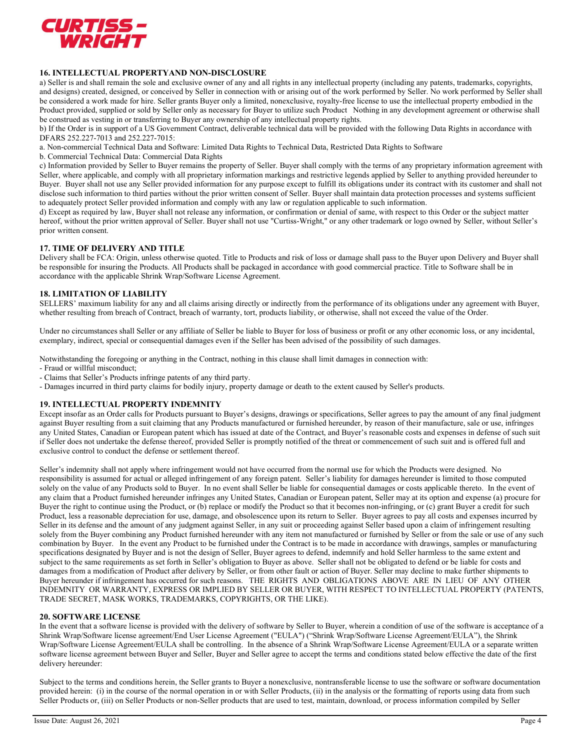## 16. INTELLECTUAL PROPERTYAND NON-DISCLOSURE

a) Seller is and shall remain the sole and exclusive owner of any and all rights in any intellectual property (including any patents, trademarks, copyrights, and designs) created, designed, or conceived by Seller in connection with or arising out of the work performed by Seller. No work performed by Seller shall be considered a work made for hire. Seller grants Buyer only a limited, nonexclusive, royalty-free license to use the intellectual property embodied in the Product provided, supplied or sold by Seller only as necessary for Buyer to utilize such Product Nothing in any development agreement or otherwise shall be construed as vesting in or transferring to Buyer any ownership of any intellectual property rights.

b) If the Order is in support of a US Government Contract, deliverable technical data will be provided with the following Data Rights in accordance with DFARS 252.227-7013 and 252.227-7015:

a. Non-commercial Technical Data and Software: Limited Data Rights to Technical Data, Restricted Data Rights to Software

b. Commercial Technical Data: Commercial Data Rights

c) Information provided by Seller to Buyer remains the property of Seller. Buyer shall comply with the terms of any proprietary information agreement with Seller, where applicable, and comply with all proprietary information markings and restrictive legends applied by Seller to anything provided hereunder to Buyer. Buyer shall not use any Seller provided information for any purpose except to fulfill its obligations under its contract with its customer and shall not disclose such information to third parties without the prior written consent of Seller. Buyer shall maintain data protection processes and systems sufficient to adequately protect Seller provided information and comply with any law or regulation applicable to such information.

d) Except as required by law, Buyer shall not release any information, or confirmation or denial of same, with respect to this Order or the subject matter hereof, without the prior written approval of Seller. Buyer shall not use "Curtiss-Wright," or any other trademark or logo owned by Seller, without Seller's prior written consent.

## 17. TIME OF DELIVERY AND TITLE

Delivery shall be FCA: Origin, unless otherwise quoted. Title to Products and risk of loss or damage shall pass to the Buyer upon Delivery and Buyer shall be responsible for insuring the Products. All Products shall be packaged in accordance with good commercial practice. Title to Software shall be in accordance with the applicable Shrink Wrap/Software License Agreement.

## 18. LIMITATION OF LIABILITY

SELLERS' maximum liability for any and all claims arising directly or indirectly from the performance of its obligations under any agreement with Buyer, whether resulting from breach of Contract, breach of warranty, tort, products liability, or otherwise, shall not exceed the value of the Order.

Under no circumstances shall Seller or any affiliate of Seller be liable to Buyer for loss of business or profit or any other economic loss, or any incidental, exemplary, indirect, special or consequential damages even if the Seller has been advised of the possibility of such damages.

Notwithstanding the foregoing or anything in the Contract, nothing in this clause shall limit damages in connection with:

- Fraud or willful misconduct;
- Claims that Seller's Products infringe patents of any third party.
- Damages incurred in third party claims for bodily injury, property damage or death to the extent caused by Seller's products.

## 19. INTELLECTUAL PROPERTY INDEMNITY

Except insofar as an Order calls for Products pursuant to Buyer's designs, drawings or specifications, Seller agrees to pay the amount of any final judgment against Buyer resulting from a suit claiming that any Products manufactured or furnished hereunder, by reason of their manufacture, sale or use, infringes any United States, Canadian or European patent which has issued at date of the Contract, and Buyer's reasonable costs and expenses in defense of such suit if Seller does not undertake the defense thereof, provided Seller is promptly notified of the threat or commencement of such suit and is offered full and exclusive control to conduct the defense or settlement thereof.

Seller's indemnity shall not apply where infringement would not have occurred from the normal use for which the Products were designed. No responsibility is assumed for actual or alleged infringement of any foreign patent. Seller's liability for damages hereunder is limited to those computed solely on the value of any Products sold to Buyer. In no event shall Seller be liable for consequential damages or costs applicable thereto. In the event of any claim that a Product furnished hereunder infringes any United States, Canadian or European patent, Seller may at its option and expense (a) procure for Buyer the right to continue using the Product, or (b) replace or modify the Product so that it becomes non-infringing, or (c) grant Buyer a credit for such Product, less a reasonable depreciation for use, damage, and obsolescence upon its return to Seller. Buyer agrees to pay all costs and expenses incurred by Seller in its defense and the amount of any judgment against Seller, in any suit or proceeding against Seller based upon a claim of infringement resulting solely from the Buyer combining any Product furnished hereunder with any item not manufactured or furnished by Seller or from the sale or use of any such combination by Buyer. In the event any Product to be furnished under the Contract is to be made in accordance with drawings, samples or manufacturing specifications designated by Buyer and is not the design of Seller, Buyer agrees to defend, indemnify and hold Seller harmless to the same extent and subject to the same requirements as set forth in Seller's obligation to Buyer as above. Seller shall not be obligated to defend or be liable for costs and damages from a modification of Product after delivery by Seller, or from other fault or action of Buyer. Seller may decline to make further shipments to Buyer hereunder if infringement has occurred for such reasons. THE RIGHTS AND OBLIGATIONS ABOVE ARE IN LIEU OF ANY OTHER INDEMNITY OR WARRANTY, EXPRESS OR IMPLIED BY SELLER OR BUYER, WITH RESPECT TO INTELLECTUAL PROPERTY (PATENTS, TRADE SECRET, MASK WORKS, TRADEMARKS, COPYRIGHTS, OR THE LIKE).

## 20. SOFTWARE LICENSE

In the event that a software license is provided with the delivery of software by Seller to Buyer, wherein a condition of use of the software is acceptance of a Shrink Wrap/Software license agreement/End User License Agreement ("EULA") ("Shrink Wrap/Software License Agreement/EULA"), the Shrink Wrap/Software License Agreement/EULA shall be controlling. In the absence of a Shrink Wrap/Software License Agreement/EULA or a separate written software license agreement between Buyer and Seller, Buyer and Seller agree to accept the terms and conditions stated below effective the date of the first delivery hereunder:

Subject to the terms and conditions herein, the Seller grants to Buyer a nonexclusive, nontransferable license to use the software or software documentation provided herein: (i) in the course of the normal operation in or with Seller Products, (ii) in the analysis or the formatting of reports using data from such Seller Products or, (iii) on Seller Products or non-Seller products that are used to test, maintain, download, or process information compiled by Seller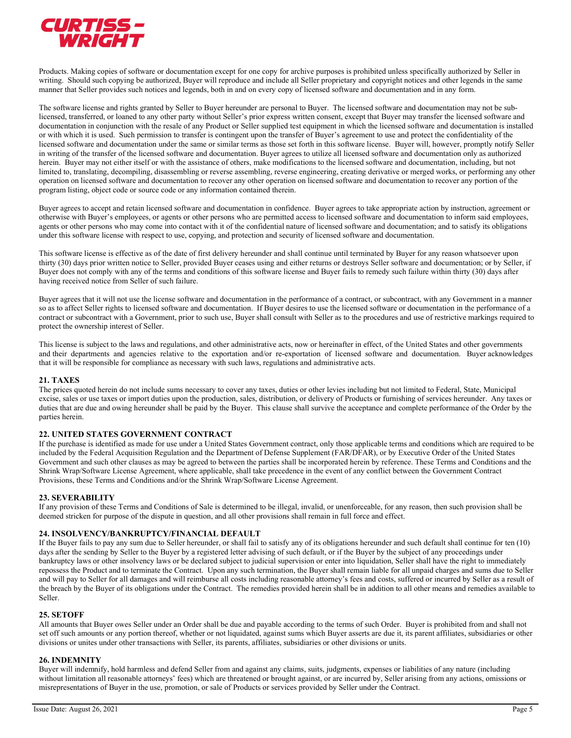Products. Making copies of software or documentation except for one copy for archive purposes is prohibited unless specifically authorized by Seller in writing. Should such copying be authorized, Buyer will reproduce and include all Seller proprietary and copyright notices and other legends in the same manner that Seller provides such notices and legends, both in and on every copy of licensed software and documentation and in any form.

The software license and rights granted by Seller to Buyer hereunder are personal to Buyer. The licensed software and documentation may not be sub-licensed, transferred, or loaned to any other party without Seller's prior express written consent, except that Buyer may transfer the licensed software and documentation in conjunction with the resale of any Product or Seller supplied test equipment in which the licensed software and documentation is installed or with which it is used. Such permission to transfer is contingent upon the transfer of Buyer's agreement to use and protect the confidentiality of the licensed software and documentation under the same or similar terms as those set forth in this software license. Buyer will, however, promptly notify Seller in writing of the transfer of the licensed software and documentation. Buyer agrees to utilize all licensed software and documentation only as authorized herein. Buyer may not either itself or with the assistance of others, make modifications to the licensed software and documentation, including, but not limited to, translating, decompiling, disassembling or reverse assembling, reverse engineering, creating derivative or merged works, or performing any other operation on licensed software and documentation to recover any other operation on licensed software and documentation to recover any portion of the program listing, object code or source code or any information contained therein.

Buyer agrees to accept and retain licensed software and documentation in confidence. Buyer agrees to take appropriate action by instruction, agreement or otherwise with Buyer's employees, or agents or other persons who are permitted access to licensed software and documentation to inform said employees, agents or other persons who may come into contact with it of the confidential nature of licensed software and documentation; and to satisfy its obligations under this software license with respect to use, copying, and protection and security of licensed software and documentation.

This software license is effective as of the date of first delivery hereunder and shall continue until terminated by Buyer for any reason whatsoever upon thirty (30) days prior written notice to Seller, provided Buyer ceases using and either returns or destroys Seller software and documentation; or by Seller, if Buyer does not comply with any of the terms and conditions of this software license and Buyer fails to remedy such failure within thirty (30) days after having received notice from Seller of such failure.

Buyer agrees that it will not use the license software and documentation in the performance of a contract, or subcontract, with any Government in a manner so as to affect Seller rights to licensed software and documentation. If Buyer desires to use the licensed software or documentation in the performance of a contract or subcontract with a Government, prior to such use, Buyer shall consult with Seller as to the procedures and use of restrictive markings required to protect the ownership interest of Seller.

This license is subject to the laws and regulations, and other administrative acts, now or hereinafter in effect, of the United States and other governments and their departments and agencies relative to the exportation and/or re-exportation of licensed software and documentation. Buyer acknowledges that it will be responsible for compliance as necessary with such laws, regulations and administrative acts.

## 21. TAXES

The prices quoted herein do not include sums necessary to cover any taxes, duties or other levies including but not limited to Federal, State, Municipal excise, sales or use taxes or import duties upon the production, sales, distribution, or delivery of Products or furnishing of services hereunder. Any taxes or duties that are due and owing hereunder shall be paid by the Buyer. This clause shall survive the acceptance and complete performance of the Order by the parties herein.

## 22. UNITED STATES GOVERNMENT CONTRACT

If the purchase is identified as made for use under a United States Government contract, only those applicable terms and conditions which are required to be included by the Federal Acquisition Regulation and the Department of Defense Supplement (FAR/DFAR), or by Executive Order of the United States Government and such other clauses as may be agreed to between the parties shall be incorporated herein by reference. These Terms and Conditions and the Shrink Wrap/Software License Agreement, where applicable, shall take precedence in the event of any conflict between the Government Contract Provisions, these Terms and Conditions and/or the Shrink Wrap/Software License Agreement.

## 23. SEVERABILITY

If any provision of these Terms and Conditions of Sale is determined to be illegal, invalid, or unenforceable, for any reason, then such provision shall be deemed stricken for purpose of the dispute in question, and all other provisions shall remain in full force and effect.

## 24. INSOLVENCY/BANKRUPTCY/FINANCIAL DEFAULT

If the Buyer fails to pay any sum due to Seller hereunder, or shall fail to satisfy any of its obligations hereunder and such default shall continue for ten (10) days after the sending by Seller to the Buyer by a registered letter advising of such default, or if the Buyer by the subject of any proceedings under bankruptcy laws or other insolvency laws or be declared subject to judicial supervision or enter into liquidation, Seller shall have the right to immediately repossess the Product and to terminate the Contract. Upon any such termination, the Buyer shall remain liable for all unpaid charges and sums due to Seller and will pay to Seller for all damages and will reimburse all costs including reasonable attorney's fees and costs, suffered or incurred by Seller as a result of the breach by the Buyer of its obligations under the Contract. The remedies provided herein shall be in addition to all other means and remedies available to Seller.

## 25. SETOFF

All amounts that Buyer owes Seller under an Order shall be due and payable according to the terms of such Order. Buyer is prohibited from and shall not set off such amounts or any portion thereof, whether or not liquidated, against sums which Buyer asserts are due it, its parent affiliates, subsidiaries or other divisions or unites under other transactions with Seller, its parents, affiliates, subsidiaries or other divisions or units.

## 26. INDEMNITY

Buyer will indemnify, hold harmless and defend Seller from and against any claims, suits, judgments, expenses or liabilities of any nature (including without limitation all reasonable attorneys' fees) which are threatened or brought against, or are incurred by, Seller arising from any actions, omissions or misrepresentations of Buyer in the use, promotion, or sale of Products or services provided by Seller under the Contract.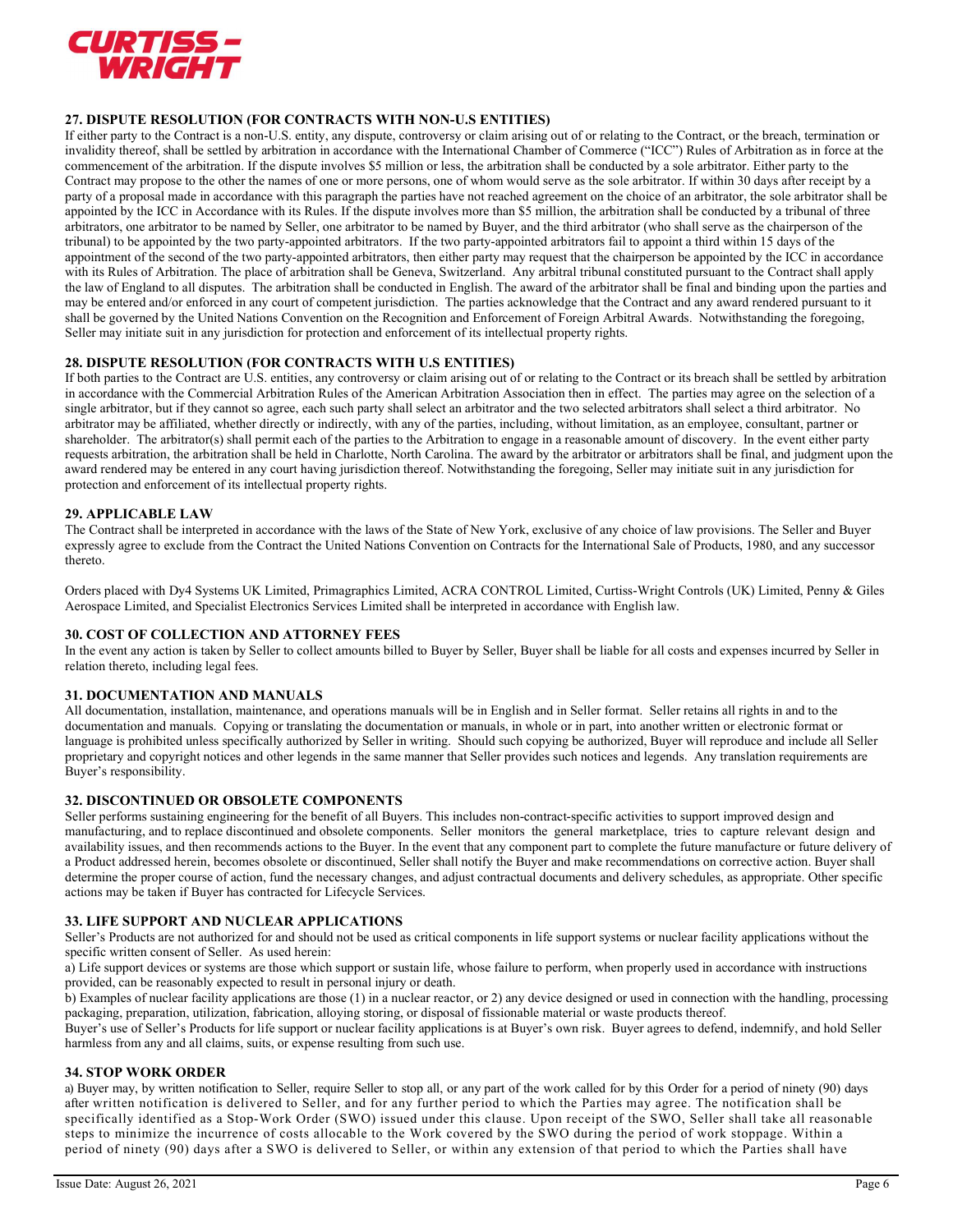### 27. DISPUTE RESOLUTION (FOR CONTRACTS WITH NON-U.S ENTITIES)

If either party to the Contract is a non-U.S. entity, any dispute, controversy or claim arising out of or relating to the Contract, or the breach, termination or invalidity thereof, shall be settled by arbitration in accordance with the International Chamber of Commerce ("ICC") Rules of Arbitration as in force at the commencement of the arbitration. If the dispute involves $5 million or less, the arbitration shall be conducted by a sole arbitrator. Either party to the Contract may propose to the other the names of one or more persons, one of whom would serve as the sole arbitrator. If within 30 days after receipt by a party of a proposal made in accordance with this paragraph the parties have not reached agreement on the choice of an arbitrator, the sole arbitrator shall be appointed by the ICC in Accordance with its Rules. If the dispute involves more than $5 million, the arbitration shall be conducted by a tribunal of three arbitrators, one arbitrator to be named by Seller, one arbitrator to be named by Buyer, and the third arbitrator (who shall serve as the chairperson of the tribunal) to be appointed by the two party-appointed arbitrators. If the two party-appointed arbitrators fail to appoint a third within 15 days of the appointment of the second of the two party-appointed arbitrators, then either party may request that the chairperson be appointed by the ICC in accordance with its Rules of Arbitration. The place of arbitration shall be Geneva, Switzerland. Any arbitral tribunal constituted pursuant to the Contract shall apply the law of England to all disputes. The arbitration shall be conducted in English. The award of the arbitrator shall be final and binding upon the parties and may be entered and/or enforced in any court of competent jurisdiction. The parties acknowledge that the Contract and any award rendered pursuant to it shall be governed by the United Nations Convention on the Recognition and Enforcement of Foreign Arbitral Awards. Notwithstanding the foregoing, Seller may initiate suit in any jurisdiction for protection and enforcement of its intellectual property rights.

### 28. DISPUTE RESOLUTION (FOR CONTRACTS WITH U.S ENTITIES)

If both parties to the Contract are U.S. entities, any controversy or claim arising out of or relating to the Contract or its breach shall be settled by arbitration in accordance with the Commercial Arbitration Rules of the American Arbitration Association then in effect. The parties may agree on the selection of a single arbitrator, but if they cannot so agree, each such party shall select an arbitrator and the two selected arbitrators shall select a third arbitrator. No arbitrator may be affiliated, whether directly or indirectly, with any of the parties, including, without limitation, as an employee, consultant, partner or shareholder. The arbitrator(s) shall permit each of the parties to the Arbitration to engage in a reasonable amount of discovery. In the event either party requests arbitration, the arbitration shall be held in Charlotte, North Carolina. The award by the arbitrator or arbitrators shall be final, and judgment upon the award rendered may be entered in any court having jurisdiction thereof. Notwithstanding the foregoing, Seller may initiate suit in any jurisdiction for protection and enforcement of its intellectual property rights.

### 29. APPLICABLE LAW

The Contract shall be interpreted in accordance with the laws of the State of New York, exclusive of any choice of law provisions. The Seller and Buyer expressly agree to exclude from the Contract the United Nations Convention on Contracts for the International Sale of Products, 1980, and any successor thereto.

Orders placed with Dy4 Systems UK Limited, Primagraphics Limited, ACRA CONTROL Limited, Curtiss-Wright Controls (UK) Limited, Penny & Giles Aerospace Limited, and Specialist Electronics Services Limited shall be interpreted in accordance with English law.

### 30. COST OF COLLECTION AND ATTORNEY FEES

In the event any action is taken by Seller to collect amounts billed to Buyer by Seller, Buyer shall be liable for all costs and expenses incurred by Seller in relation thereto, including legal fees.

### 31. DOCUMENTATION AND MANUALS

All documentation, installation, maintenance, and operations manuals will be in English and in Seller format. Seller retains all rights in and to the documentation and manuals. Copying or translating the documentation or manuals, in whole or in part, into another written or electronic format or language is prohibited unless specifically authorized by Seller in writing. Should such copying be authorized, Buyer will reproduce and include all Seller proprietary and copyright notices and other legends in the same manner that Seller provides such notices and legends. Any translation requirements are Buyer's responsibility.

### 32. DISCONTINUED OR OBSOLETE COMPONENTS

Seller performs sustaining engineering for the benefit of all Buyers. This includes non-contract-specific activities to support improved design and manufacturing, and to replace discontinued and obsolete components. Seller monitors the general marketplace, tries to capture relevant design and availability issues, and then recommends actions to the Buyer. In the event that any component part to complete the future manufacture or future delivery of a Product addressed herein, becomes obsolete or discontinued, Seller shall notify the Buyer and make recommendations on corrective action. Buyer shall determine the proper course of action, fund the necessary changes, and adjust contractual documents and delivery schedules, as appropriate. Other specific actions may be taken if Buyer has contracted for Lifecycle Services.

### 33. LIFE SUPPORT AND NUCLEAR APPLICATIONS

Seller's Products are not authorized for and should not be used as critical components in life support systems or nuclear facility applications without the specific written consent of Seller. As used herein:

a) Life support devices or systems are those which support or sustain life, whose failure to perform, when properly used in accordance with instructions provided, can be reasonably expected to result in personal injury or death.

b) Examples of nuclear facility applications are those (1) in a nuclear reactor, or 2) any device designed or used in connection with the handling, processing packaging, preparation, utilization, fabrication, alloying storing, or disposal of fissionable material or waste products thereof.

Buyer's use of Seller's Products for life support or nuclear facility applications is at Buyer's own risk. Buyer agrees to defend, indemnify, and hold Seller harmless from any and all claims, suits, or expense resulting from such use.

### 34. STOP WORK ORDER

a) Buyer may, by written notification to Seller, require Seller to stop all, or any part of the work called for by this Order for a period of ninety (90) days after written notification is delivered to Seller, and for any further period to which the Parties may agree. The notification shall be specifically identified as a Stop-Work Order (SWO) issued under this clause. Upon receipt of the SWO, Seller shall take all reasonable steps to minimize the incurrence of costs allocable to the Work covered by the SWO during the period of work stoppage. Within a period of ninety (90) days after a SWO is delivered to Seller, or within any extension of that period to which the Parties shall have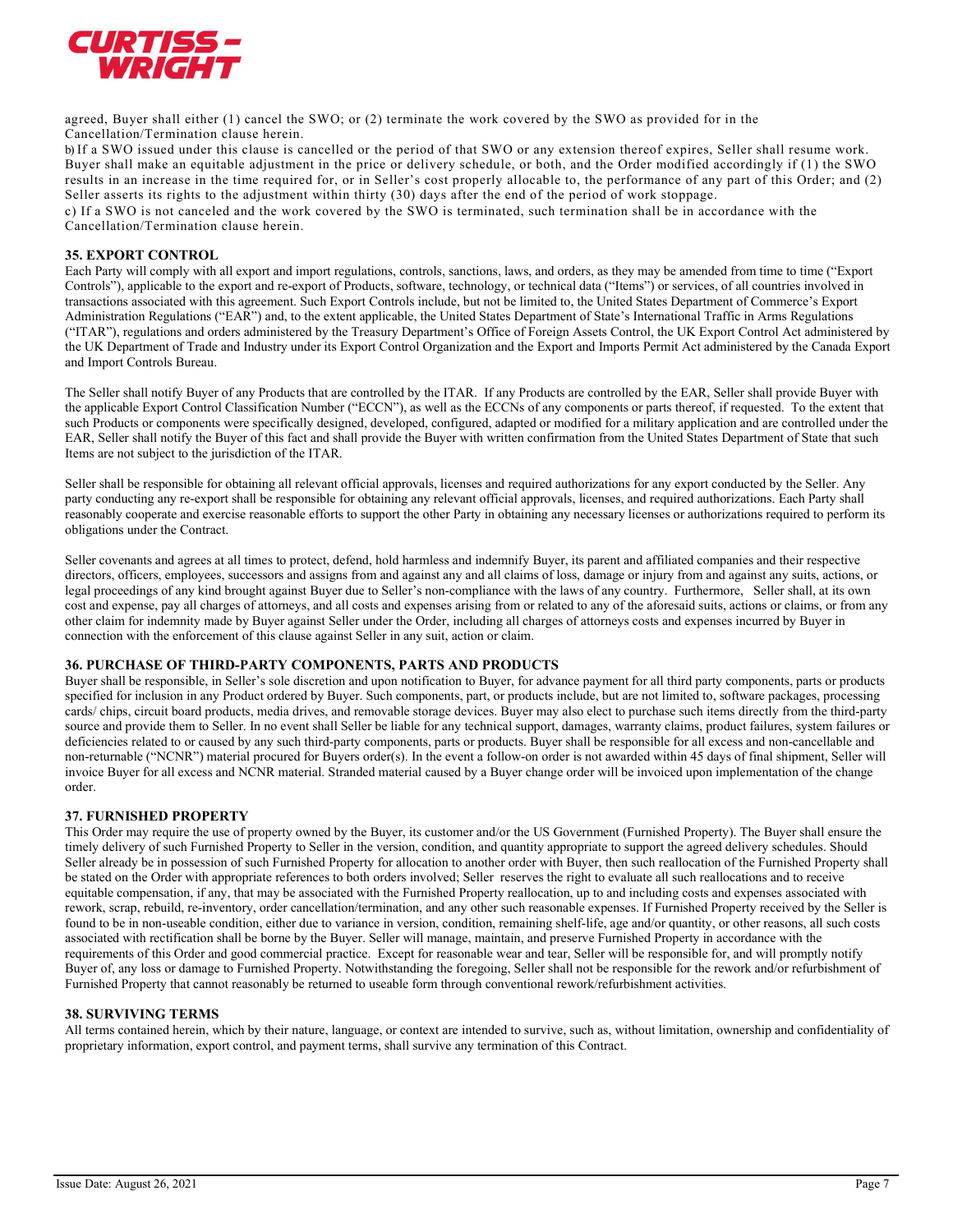agreed, Buyer shall either (1) cancel the SWO; or (2) terminate the work covered by the SWO as provided for in the Cancellation/Termination clause herein.

b) If a SWO issued under this clause is cancelled or the period of that SWO or any extension thereof expires, Seller shall resume work. Buyer shall make an equitable adjustment in the price or delivery schedule, or both, and the Order modified accordingly if (1) the SWO results in an increase in the time required for, or in Seller's cost properly allocable to, the performance of any part of this Order; and (2) Seller asserts its rights to the adjustment within thirty (30) days after the end of the period of work stoppage.

c) If a SWO is not canceled and the work covered by the SWO is terminated, such termination shall be in accordance with the Cancellation/Termination clause herein.

### 35. EXPORT CONTROL

Each Party will comply with all export and import regulations, controls, sanctions, laws, and orders, as they may be amended from time to time ("Export Controls"), applicable to the export and re-export of Products, software, technology, or technical data ("Items") or services, of all countries involved in transactions associated with this agreement. Such Export Controls include, but not be limited to, the United States Department of Commerce's Export Administration Regulations ("EAR") and, to the extent applicable, the United States Department of State's International Traffic in Arms Regulations ("ITAR"), regulations and orders administered by the Treasury Department's Office of Foreign Assets Control, the UK Export Control Act administered by the UK Department of Trade and Industry under its Export Control Organization and the Export and Imports Permit Act administered by the Canada Export and Import Controls Bureau.

The Seller shall notify Buyer of any Products that are controlled by the ITAR. If any Products are controlled by the EAR, Seller shall provide Buyer with the applicable Export Control Classification Number ("ECCN"), as well as the ECCNs of any components or parts thereof, if requested. To the extent that such Products or components were specifically designed, developed, configured, adapted or modified for a military application and are controlled under the EAR, Seller shall notify the Buyer of this fact and shall provide the Buyer with written confirmation from the United States Department of State that such Items are not subject to the jurisdiction of the ITAR.

Seller shall be responsible for obtaining all relevant official approvals, licenses and required authorizations for any export conducted by the Seller. Any party conducting any re-export shall be responsible for obtaining any relevant official approvals, licenses, and required authorizations. Each Party shall reasonably cooperate and exercise reasonable efforts to support the other Party in obtaining any necessary licenses or authorizations required to perform its obligations under the Contract.

Seller covenants and agrees at all times to protect, defend, hold harmless and indemnify Buyer, its parent and affiliated companies and their respective directors, officers, employees, successors and assigns from and against any and all claims of loss, damage or injury from and against any suits, actions, or legal proceedings of any kind brought against Buyer due to Seller's non-compliance with the laws of any country. Furthermore, Seller shall, at its own cost and expense, pay all charges of attorneys, and all costs and expenses arising from or related to any of the aforesaid suits, actions or claims, or from any other claim for indemnity made by Buyer against Seller under the Order, including all charges of attorneys costs and expenses incurred by Buyer in connection with the enforcement of this clause against Seller in any suit, action or claim.

### 36. PURCHASE OF THIRD-PARTY COMPONENTS, PARTS AND PRODUCTS

Buyer shall be responsible, in Seller's sole discretion and upon notification to Buyer, for advance payment for all third party components, parts or products specified for inclusion in any Product ordered by Buyer. Such components, part, or products include, but are not limited to, software packages, processing cards/ chips, circuit board products, media drives, and removable storage devices. Buyer may also elect to purchase such items directly from the third-party source and provide them to Seller. In no event shall Seller be liable for any technical support, damages, warranty claims, product failures, system failures or deficiencies related to or caused by any such third-party components, parts or products. Buyer shall be responsible for all excess and non-cancellable and non-returnable ("NCNR") material procured for Buyers order(s). In the event a follow-on order is not awarded within 45 days of final shipment, Seller will invoice Buyer for all excess and NCNR material. Stranded material caused by a Buyer change order will be invoiced upon implementation of the change order.

### 37. FURNISHED PROPERTY

This Order may require the use of property owned by the Buyer, its customer and/or the US Government (Furnished Property). The Buyer shall ensure the timely delivery of such Furnished Property to Seller in the version, condition, and quantity appropriate to support the agreed delivery schedules. Should Seller already be in possession of such Furnished Property for allocation to another order with Buyer, then such reallocation of the Furnished Property shall be stated on the Order with appropriate references to both orders involved; Seller reserves the right to evaluate all such reallocations and to receive equitable compensation, if any, that may be associated with the Furnished Property reallocation, up to and including costs and expenses associated with rework, scrap, rebuild, re-inventory, order cancellation/termination, and any other such reasonable expenses. If Furnished Property received by the Seller is found to be in non-useable condition, either due to variance in version, condition, remaining shelf-life, age and/or quantity, or other reasons, all such costs associated with rectification shall be borne by the Buyer. Seller will manage, maintain, and preserve Furnished Property in accordance with the requirements of this Order and good commercial practice. Except for reasonable wear and tear, Seller will be responsible for, and will promptly notify Buyer of, any loss or damage to Furnished Property. Notwithstanding the foregoing, Seller shall not be responsible for the rework and/or refurbishment of Furnished Property that cannot reasonably be returned to useable form through conventional rework/refurbishment activities.

### 38. SURVIVING TERMS

All terms contained herein, which by their nature, language, or context are intended to survive, such as, without limitation, ownership and confidentiality of proprietary information, export control, and payment terms, shall survive any termination of this Contract.